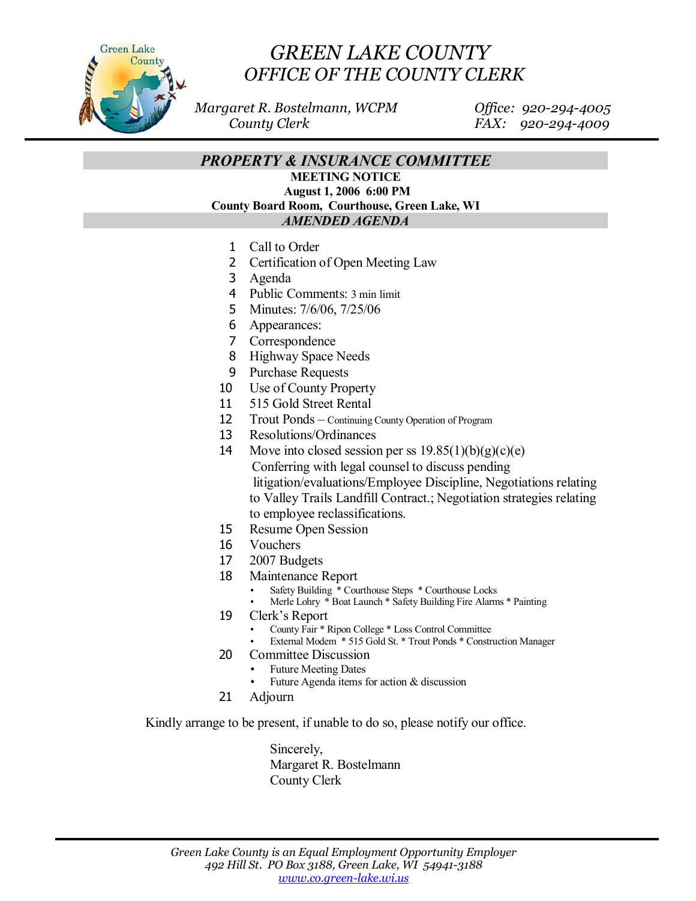# *GREEN LAKE COUNTY*
## *OFFICE OF THE COUNTY CLERK*

*Margaret R. Bostelmann, WCPM*
*County Clerk*

*Office: 920-294-4005*
*FAX: 920-294-4009*

## *PROPERTY & INSURANCE COMMITTEE*

**MEETING NOTICE**
**August 1, 2006 6:00 PM**
**County Board Room, Courthouse, Green Lake, WI**

***AMENDED AGENDA***

1. Call to Order
2. Certification of Open Meeting Law
3. Agenda
4. Public Comments: 3 min limit
5. Minutes: 7/6/06, 7/25/06
6. Appearances:
7. Correspondence
8. Highway Space Needs
9. Purchase Requests
10. Use of County Property
11. 515 Gold Street Rental
12. Trout Ponds – Continuing County Operation of Program
13. Resolutions/Ordinances
14. Move into closed session per ss 19.85(1)(b)(g)(c)(e) Conferring with legal counsel to discuss pending litigation/evaluations/Employee Discipline, Negotiations relating to Valley Trails Landfill Contract.; Negotiation strategies relating to employee reclassifications.
15. Resume Open Session
16. Vouchers
17. 2007 Budgets
18. Maintenance Report
    - Safety Building * Courthouse Steps * Courthouse Locks
    - Merle Lohry * Boat Launch * Safety Building Fire Alarms * Painting
19. Clerk's Report
    - County Fair * Ripon College * Loss Control Committee
    - External Modem * 515 Gold St. * Trout Ponds * Construction Manager
20. Committee Discussion
    - Future Meeting Dates
    - Future Agenda items for action & discussion
21. Adjourn

Kindly arrange to be present, if unable to do so, please notify our office.

Sincerely,
Margaret R. Bostelmann
County Clerk

*Green Lake County is an Equal Employment Opportunity Employer*
*492 Hill St. PO Box 3188, Green Lake, WI 54941-3188*
*www.co.green-lake.wi.us*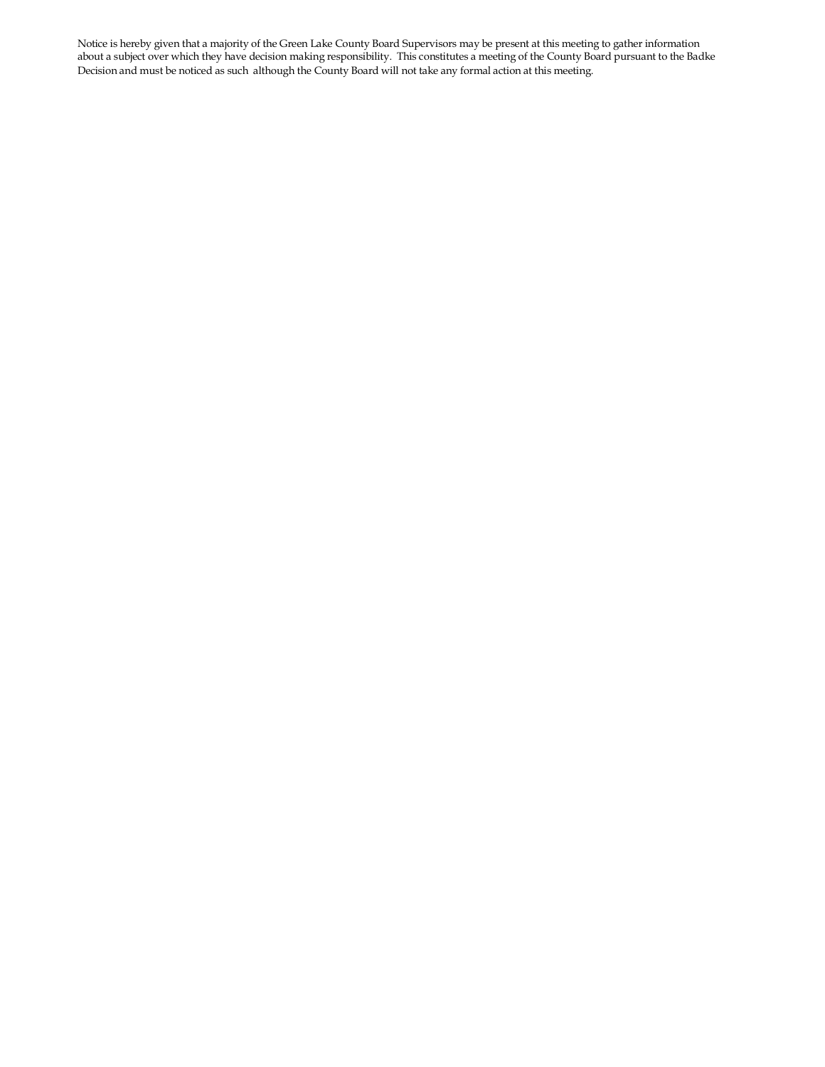Notice is hereby given that a majority of the Green Lake County Board Supervisors may be present at this meeting to gather information about a subject over which they have decision making responsibility. This constitutes a meeting of the County Board pursuant to the Badke Decision and must be noticed as such although the County Board will not take any formal action at this meeting.